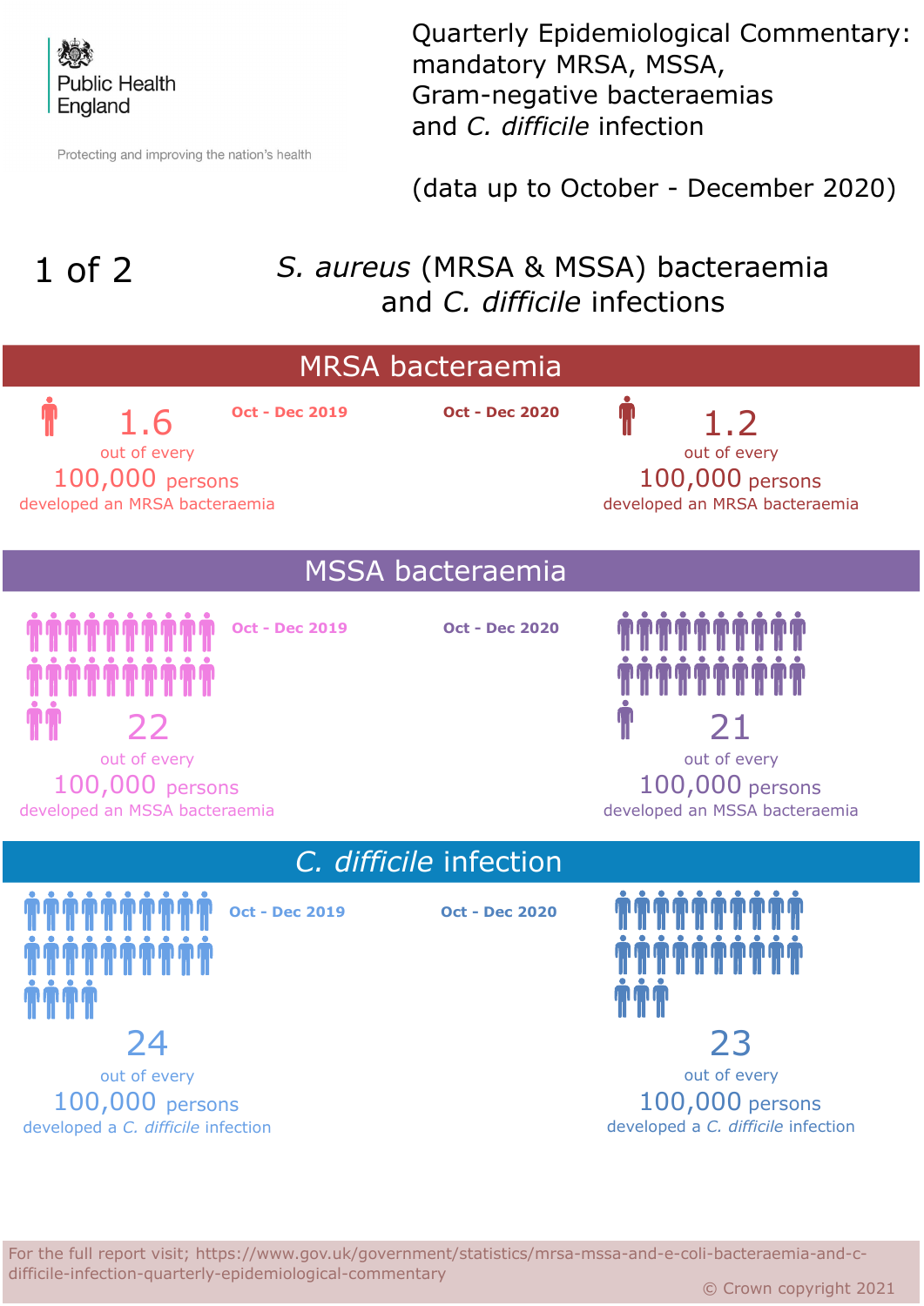Public Health England

Protecting and improving the nation's health

# Quarterly Epidemiological Commentary: mandatory MRSA, MSSA, Gram-negative bacteraemias and *C. difficile* infection

(data up to October - December 2020)

1 of 2

## *S. aureus* (MRSA & MSSA) bacteraemia and *C. difficile* infections

## MRSA bacteraemia

**Oct - Dec 2019**

1.6 out of every 100,000 persons developed an MRSA bacteraemia

**Oct - Dec 2020**

1.2 out of every 100,000 persons developed an MRSA bacteraemia

## MSSA bacteraemia

**Oct - Dec 2019**

22 out of every 100,000 persons developed an MSSA bacteraemia

**Oct - Dec 2020**

21 out of every 100,000 persons developed an MSSA bacteraemia

## *C. difficile* infection

**Oct - Dec 2019**

24 out of every 100,000 persons developed a *C. difficile* infection

**Oct - Dec 2020**

23 out of every 100,000 persons developed a *C. difficile* infection

For the full report visit; https://www.gov.uk/government/statistics/mrsa-mssa-and-e-coli-bacteraemia-and-c-difficile-infection-quarterly-epidemiological-commentary

© Crown copyright 2021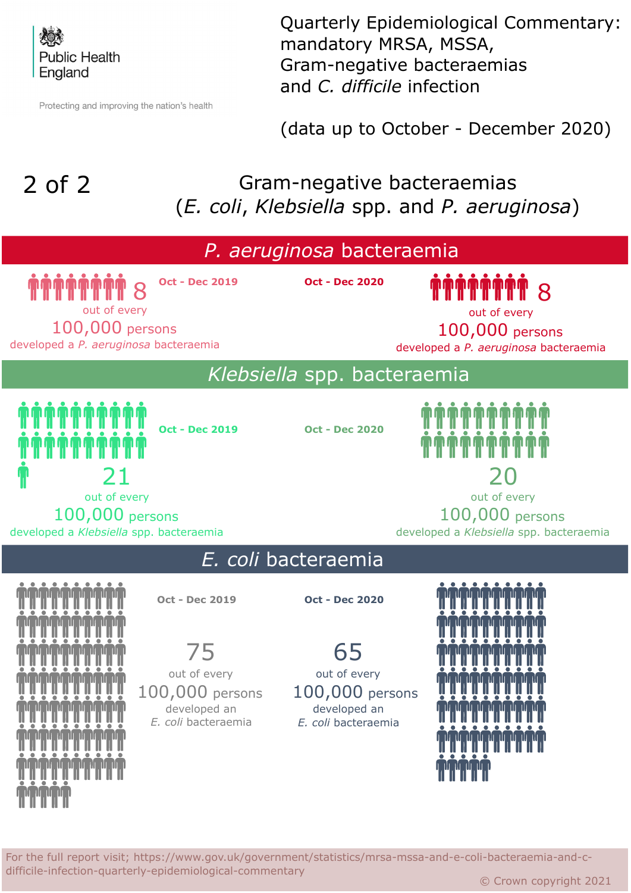# Quarterly Epidemiological Commentary: mandatory MRSA, MSSA, Gram-negative bacteraemias and *C. difficile* infection

(data up to October - December 2020)

Public Health England

Protecting and improving the nation's health

## Gram-negative bacteraemias (*E. coli*, *Klebsiella* spp. and *P. aeruginosa*)

### *P. aeruginosa* bacteraemia

**Oct - Dec 2019**

8 out of every 100,000 persons developed a *P. aeruginosa* bacteraemia

**Oct - Dec 2020**

8 out of every 100,000 persons developed a *P. aeruginosa* bacteraemia

### *Klebsiella* spp. bacteraemia

**Oct - Dec 2019**

21 out of every 100,000 persons developed a *Klebsiella* spp. bacteraemia

**Oct - Dec 2020**

20 out of every 100,000 persons developed a *Klebsiella* spp. bacteraemia

### *E. coli* bacteraemia

**Oct - Dec 2019**

75 out of every 100,000 persons developed an *E. coli* bacteraemia

**Oct - Dec 2020**

65 out of every 100,000 persons developed an *E. coli* bacteraemia

For the full report visit; https://www.gov.uk/government/statistics/mrsa-mssa-and-e-coli-bacteraemia-and-c-difficile-infection-quarterly-epidemiological-commentary

© Crown copyright 2021